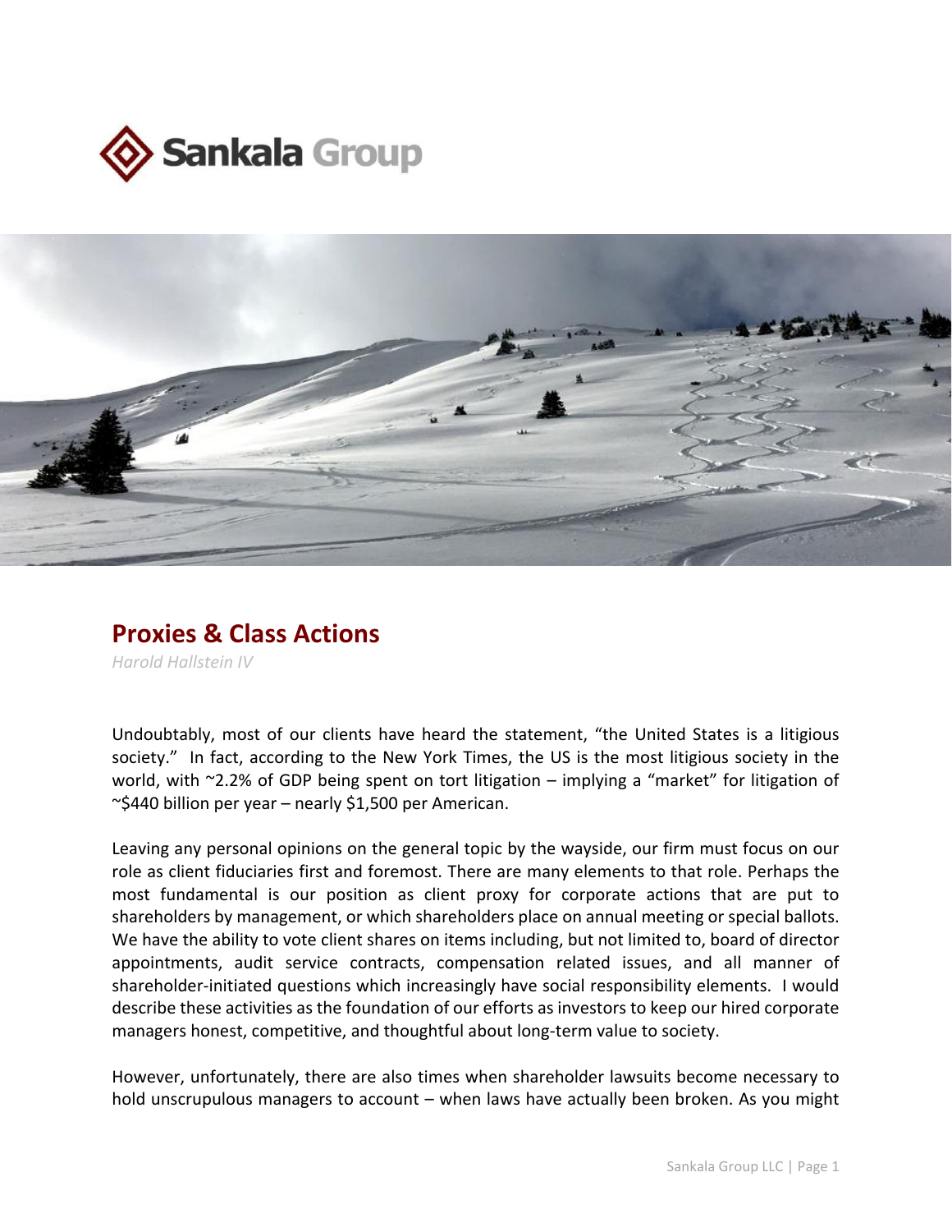# Proxies & Class Actions

*Harold Hallstein IV*

Undoubtably, most of our clients have heard the statement, "the United States is a litigious society." In fact, according to the New York Times, the US is the most litigious society in the world, with ~2.2% of GDP being spent on tort litigation – implying a "market" for litigation of ~$440 billion per year – nearly $1,500 per American.

Leaving any personal opinions on the general topic by the wayside, our firm must focus on our role as client fiduciaries first and foremost. There are many elements to that role. Perhaps the most fundamental is our position as client proxy for corporate actions that are put to shareholders by management, or which shareholders place on annual meeting or special ballots. We have the ability to vote client shares on items including, but not limited to, board of director appointments, audit service contracts, compensation related issues, and all manner of shareholder-initiated questions which increasingly have social responsibility elements. I would describe these activities as the foundation of our efforts as investors to keep our hired corporate managers honest, competitive, and thoughtful about long-term value to society.

However, unfortunately, there are also times when shareholder lawsuits become necessary to hold unscrupulous managers to account – when laws have actually been broken. As you might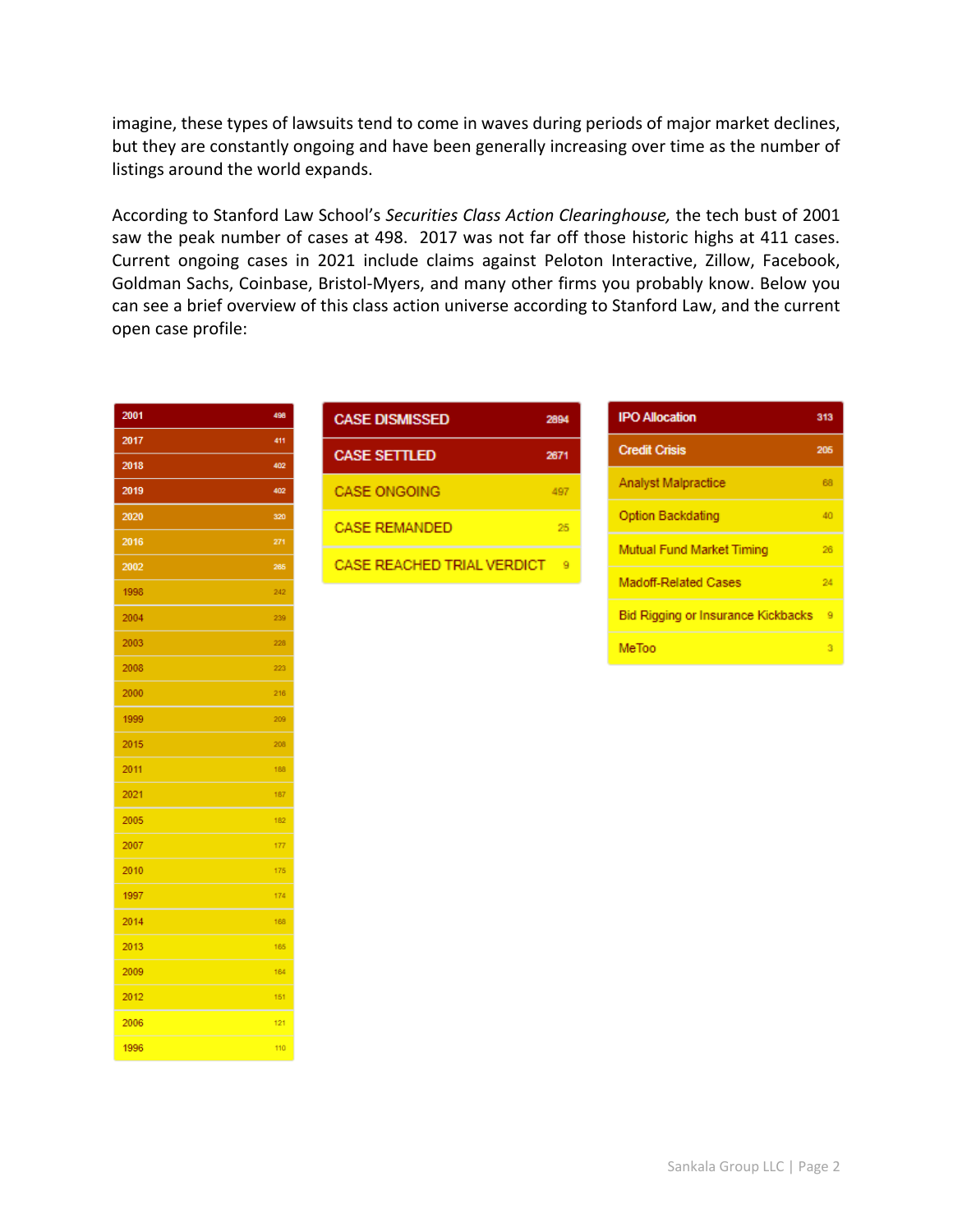imagine, these types of lawsuits tend to come in waves during periods of major market declines, but they are constantly ongoing and have been generally increasing over time as the number of listings around the world expands.

According to Stanford Law School's *Securities Class Action Clearinghouse,* the tech bust of 2001 saw the peak number of cases at 498. 2017 was not far off those historic highs at 411 cases. Current ongoing cases in 2021 include claims against Peloton Interactive, Zillow, Facebook, Goldman Sachs, Coinbase, Bristol-Myers, and many other firms you probably know. Below you can see a brief overview of this class action universe according to Stanford Law, and the current open case profile:

| | |
|---|---|
| 2001 | 498 |
| 2017 | 411 |
| 2018 | 402 |
| 2019 | 402 |
| 2020 | 320 |
| 2016 | 271 |
| 2002 | 265 |
| 1998 | 242 |
| 2004 | 239 |
| 2003 | 228 |
| 2008 | 223 |
| 2000 | 216 |
| 1999 | 209 |
| 2015 | 208 |
| 2011 | 188 |
| 2021 | 187 |
| 2005 | 182 |
| 2007 | 177 |
| 2010 | 175 |
| 1997 | 174 |
| 2014 | 168 |
| 2013 | 165 |
| 2009 | 164 |
| 2012 | 151 |
| 2006 | 121 |
| 1996 | 110 |

| | |
|---|---|
| CASE DISMISSED | 2894 |
| CASE SETTLED | 2671 |
| CASE ONGOING | 497 |
| CASE REMANDED | 25 |
| CASE REACHED TRIAL VERDICT | 9 |

| | |
|---|---|
| IPO Allocation | 313 |
| Credit Crisis | 205 |
| Analyst Malpractice | 68 |
| Option Backdating | 40 |
| Mutual Fund Market Timing | 26 |
| Madoff-Related Cases | 24 |
| Bid Rigging or Insurance Kickbacks | 9 |
| MeToo | 3 |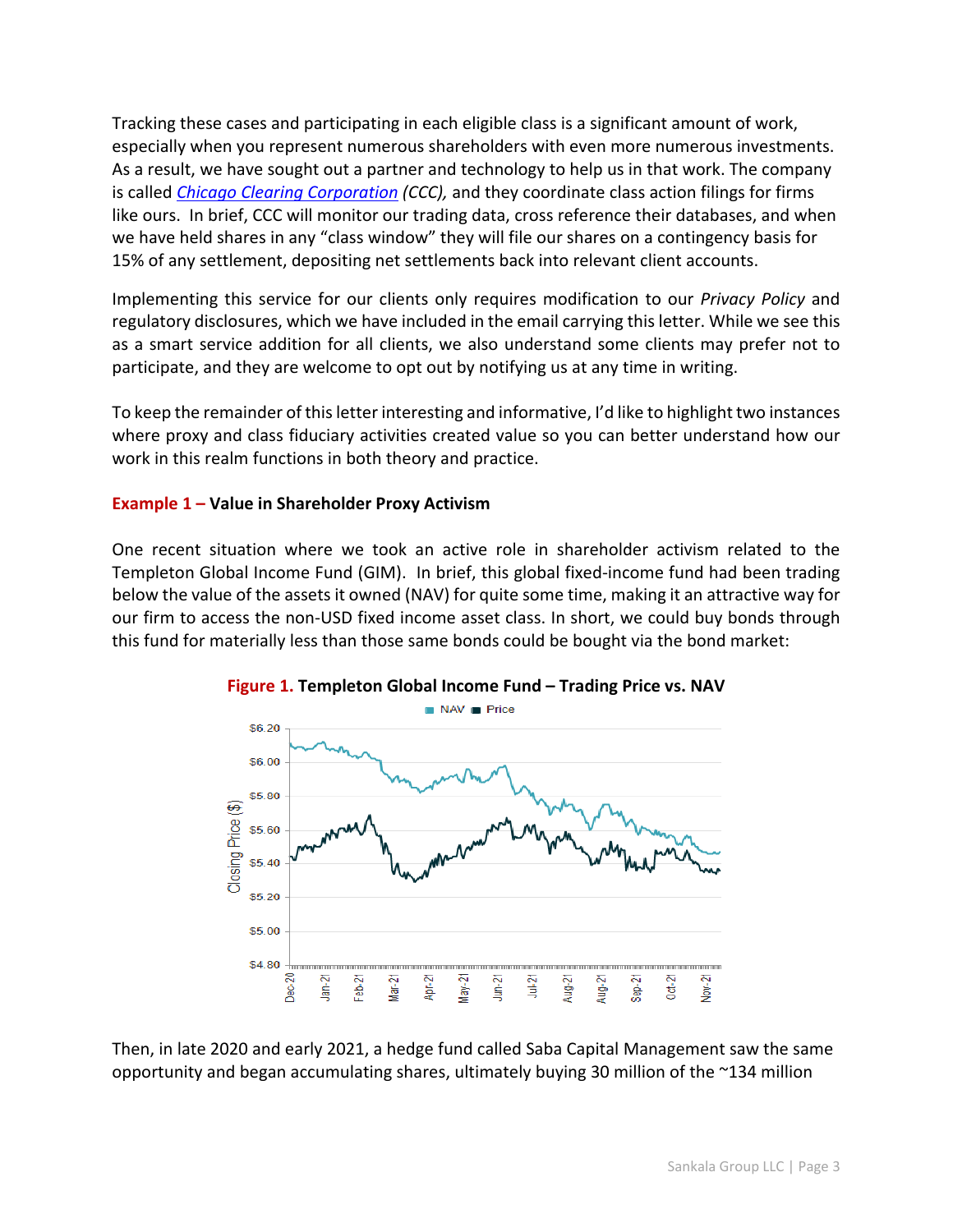Tracking these cases and participating in each eligible class is a significant amount of work, especially when you represent numerous shareholders with even more numerous investments. As a result, we have sought out a partner and technology to help us in that work. The company is called *Chicago Clearing Corporation* *(CCC),* and they coordinate class action filings for firms like ours. In brief, CCC will monitor our trading data, cross reference their databases, and when we have held shares in any "class window" they will file our shares on a contingency basis for 15% of any settlement, depositing net settlements back into relevant client accounts.

Implementing this service for our clients only requires modification to our *Privacy Policy* and regulatory disclosures, which we have included in the email carrying this letter. While we see this as a smart service addition for all clients, we also understand some clients may prefer not to participate, and they are welcome to opt out by notifying us at any time in writing.

To keep the remainder of this letter interesting and informative, I'd like to highlight two instances where proxy and class fiduciary activities created value so you can better understand how our work in this realm functions in both theory and practice.

### Example 1 – Value in Shareholder Proxy Activism

One recent situation where we took an active role in shareholder activism related to the Templeton Global Income Fund (GIM). In brief, this global fixed-income fund had been trading below the value of the assets it owned (NAV) for quite some time, making it an attractive way for our firm to access the non-USD fixed income asset class. In short, we could buy bonds through this fund for materially less than those same bonds could be bought via the bond market:

**Figure 1. Templeton Global Income Fund – Trading Price vs. NAV**

NAV
Price
Closing Price ($)
$6.20
$6.00
$5.80
$5.60
$5.40
$5.20
$5.00
$4.80
Dec-20
Jan-21
Feb-21
Mar-21
Apr-21
May-21
Jun-21
Jul-21
Aug-21
Aug-21
Sep-21
Oct-21
Nov-21

Then, in late 2020 and early 2021, a hedge fund called Saba Capital Management saw the same opportunity and began accumulating shares, ultimately buying 30 million of the ~134 million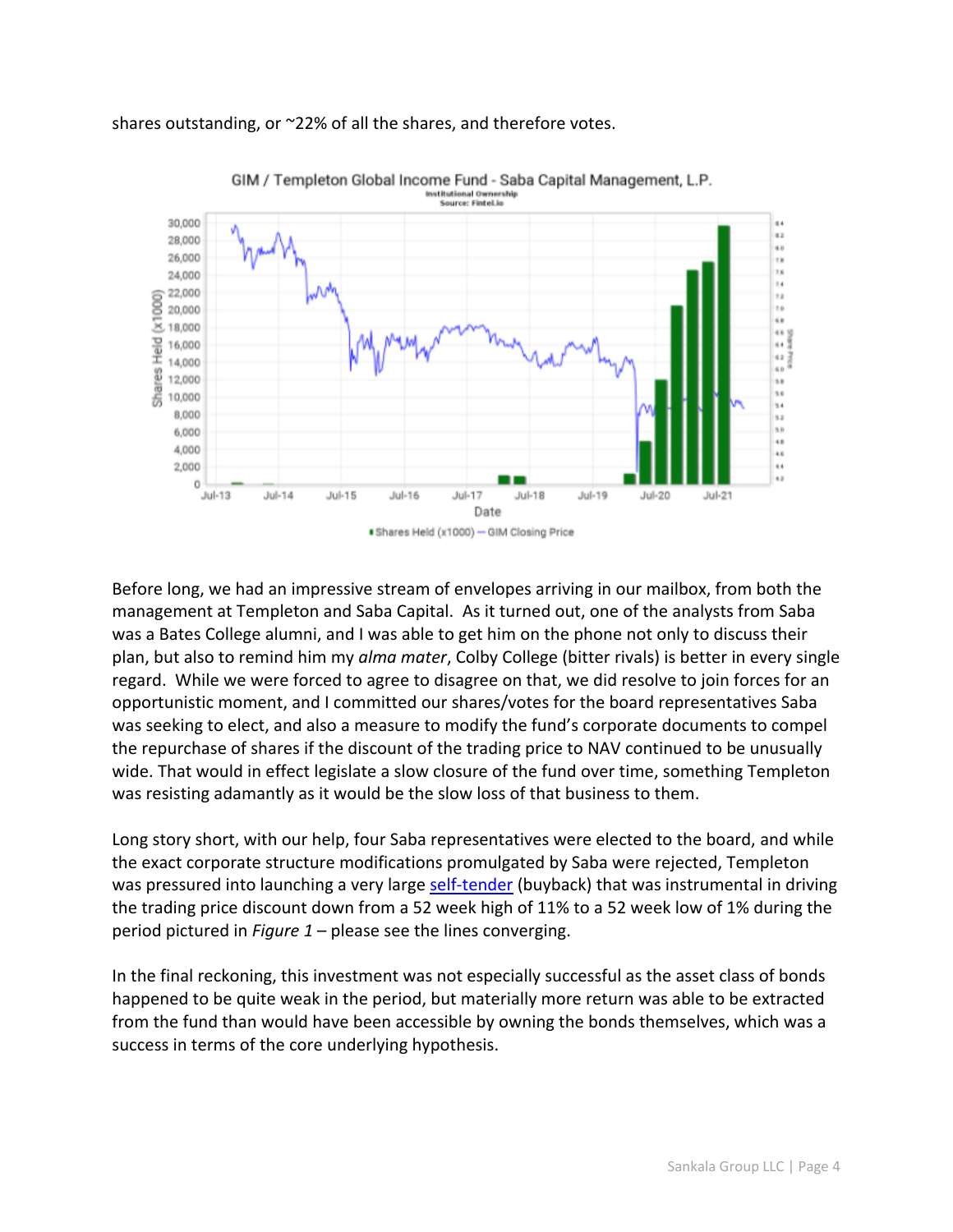shares outstanding, or ~22% of all the shares, and therefore votes.

GIM / Templeton Global Income Fund - Saba Capital Management, L.P.
Institutional Ownership
Source: Fintel.io

Shares Held (x1000)
30,000
28,000
26,000
24,000
22,000
20,000
18,000
16,000
14,000
12,000
10,000
8,000
6,000
4,000
2,000
0

Jul-13 Jul-14 Jul-15 Jul-16 Jul-17 Jul-18 Jul-19 Jul-20 Jul-21
Date

Share Price

Shares Held (x1000) — GIM Closing Price

Before long, we had an impressive stream of envelopes arriving in our mailbox, from both the management at Templeton and Saba Capital. As it turned out, one of the analysts from Saba was a Bates College alumni, and I was able to get him on the phone not only to discuss their plan, but also to remind him my *alma mater*, Colby College (bitter rivals) is better in every single regard. While we were forced to agree to disagree on that, we did resolve to join forces for an opportunistic moment, and I committed our shares/votes for the board representatives Saba was seeking to elect, and also a measure to modify the fund's corporate documents to compel the repurchase of shares if the discount of the trading price to NAV continued to be unusually wide. That would in effect legislate a slow closure of the fund over time, something Templeton was resisting adamantly as it would be the slow loss of that business to them.

Long story short, with our help, four Saba representatives were elected to the board, and while the exact corporate structure modifications promulgated by Saba were rejected, Templeton was pressured into launching a very large self-tender (buyback) that was instrumental in driving the trading price discount down from a 52 week high of 11% to a 52 week low of 1% during the period pictured in *Figure 1* – please see the lines converging.

In the final reckoning, this investment was not especially successful as the asset class of bonds happened to be quite weak in the period, but materially more return was able to be extracted from the fund than would have been accessible by owning the bonds themselves, which was a success in terms of the core underlying hypothesis.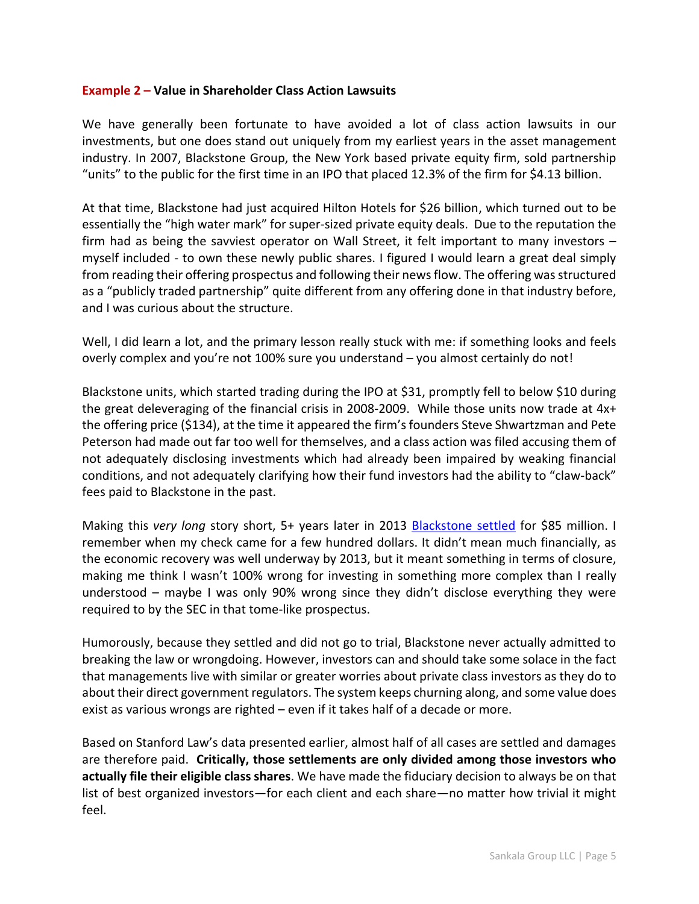**Example 2 – Value in Shareholder Class Action Lawsuits**

We have generally been fortunate to have avoided a lot of class action lawsuits in our investments, but one does stand out uniquely from my earliest years in the asset management industry. In 2007, Blackstone Group, the New York based private equity firm, sold partnership "units" to the public for the first time in an IPO that placed 12.3% of the firm for $4.13 billion.

At that time, Blackstone had just acquired Hilton Hotels for $26 billion, which turned out to be essentially the "high water mark" for super-sized private equity deals. Due to the reputation the firm had as being the savviest operator on Wall Street, it felt important to many investors – myself included - to own these newly public shares. I figured I would learn a great deal simply from reading their offering prospectus and following their news flow. The offering was structured as a "publicly traded partnership" quite different from any offering done in that industry before, and I was curious about the structure.

Well, I did learn a lot, and the primary lesson really stuck with me: if something looks and feels overly complex and you're not 100% sure you understand – you almost certainly do not!

Blackstone units, which started trading during the IPO at $31, promptly fell to below $10 during the great deleveraging of the financial crisis in 2008-2009. While those units now trade at 4x+ the offering price ($134), at the time it appeared the firm's founders Steve Shwartzman and Pete Peterson had made out far too well for themselves, and a class action was filed accusing them of not adequately disclosing investments which had already been impaired by weaking financial conditions, and not adequately clarifying how their fund investors had the ability to "claw-back" fees paid to Blackstone in the past.

Making this *very long* story short, 5+ years later in 2013 Blackstone settled for $85 million. I remember when my check came for a few hundred dollars. It didn't mean much financially, as the economic recovery was well underway by 2013, but it meant something in terms of closure, making me think I wasn't 100% wrong for investing in something more complex than I really understood – maybe I was only 90% wrong since they didn't disclose everything they were required to by the SEC in that tome-like prospectus.

Humorously, because they settled and did not go to trial, Blackstone never actually admitted to breaking the law or wrongdoing. However, investors can and should take some solace in the fact that managements live with similar or greater worries about private class investors as they do to about their direct government regulators. The system keeps churning along, and some value does exist as various wrongs are righted – even if it takes half of a decade or more.

Based on Stanford Law's data presented earlier, almost half of all cases are settled and damages are therefore paid. **Critically, those settlements are only divided among those investors who actually file their eligible class shares**. We have made the fiduciary decision to always be on that list of best organized investors—for each client and each share—no matter how trivial it might feel.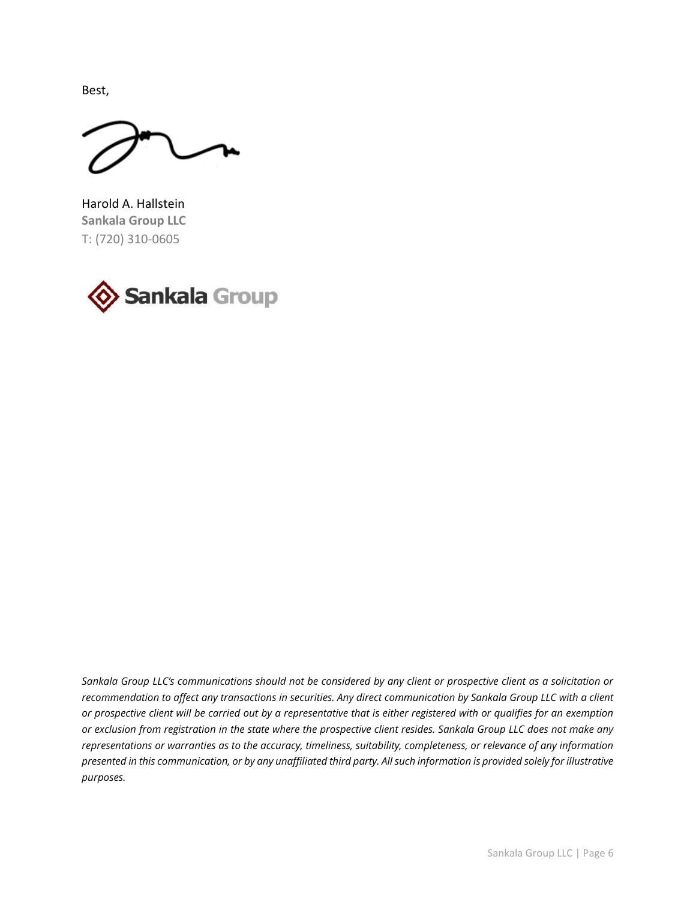Best,

Harold A. Hallstein
**Sankala Group LLC**
T: (720) 310-0605

*Sankala Group LLC's communications should not be considered by any client or prospective client as a solicitation or recommendation to affect any transactions in securities. Any direct communication by Sankala Group LLC with a client or prospective client will be carried out by a representative that is either registered with or qualifies for an exemption or exclusion from registration in the state where the prospective client resides. Sankala Group LLC does not make any representations or warranties as to the accuracy, timeliness, suitability, completeness, or relevance of any information presented in this communication, or by any unaffiliated third party. All such information is provided solely for illustrative purposes.*